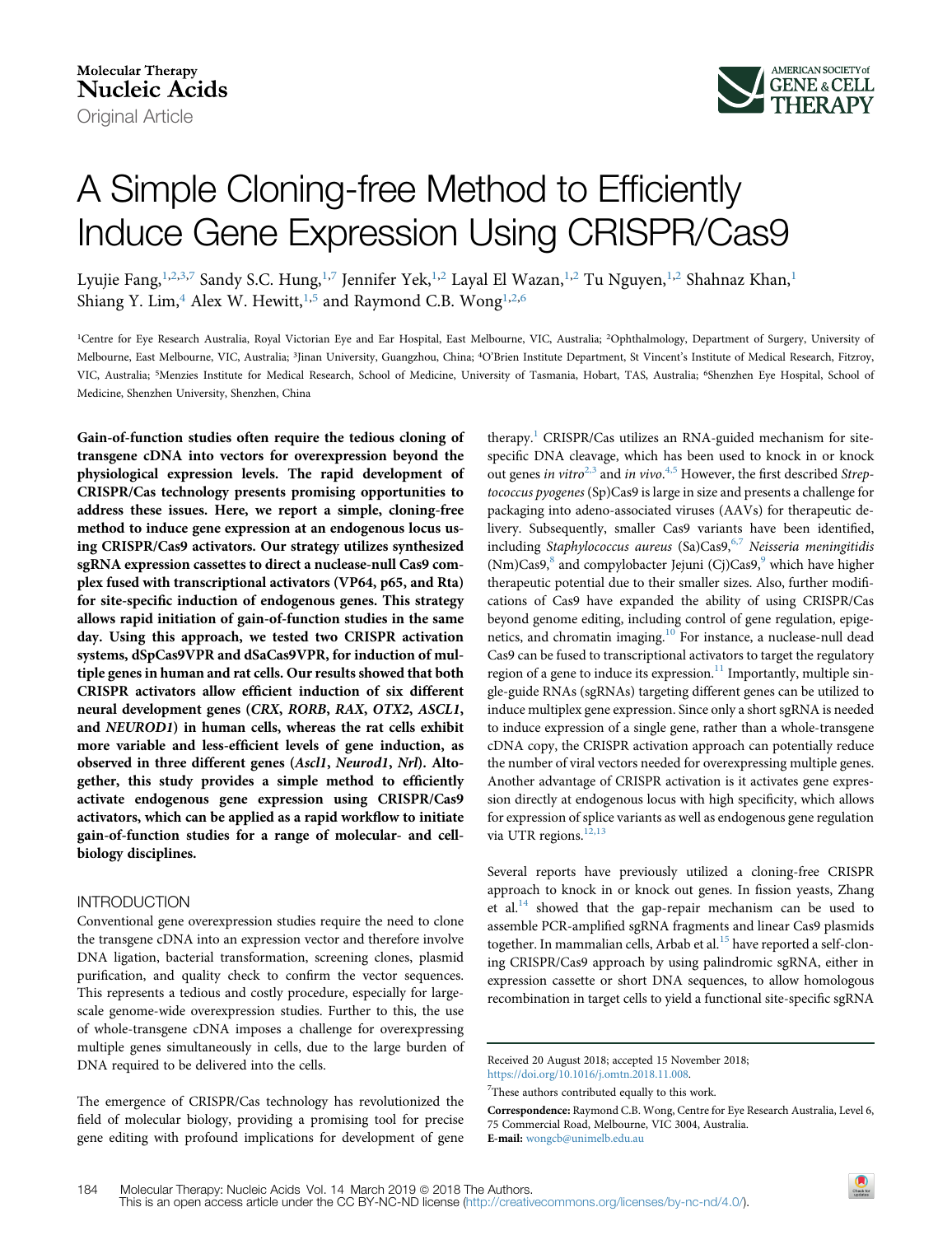Molecular Therapy
Nucleic Acids
Original Article

# A Simple Cloning-free Method to Efficiently Induce Gene Expression Using CRISPR/Cas9

Lyujie Fang,[1,2,3,7] Sandy S.C. Hung,[1,7] Jennifer Yek,[1,2] Layal El Wazan,[1,2] Tu Nguyen,[1,2] Shahnaz Khan,[1] Shiang Y. Lim,[4] Alex W. Hewitt,[1,5] and Raymond C.B. Wong[1,2,6]

[1]Centre for Eye Research Australia, Royal Victorian Eye and Ear Hospital, East Melbourne, VIC, Australia; [2]Ophthalmology, Department of Surgery, University of Melbourne, East Melbourne, VIC, Australia; [3]Jinan University, Guangzhou, China; [4]O'Brien Institute Department, St Vincent's Institute of Medical Research, Fitzroy, VIC, Australia; [5]Menzies Institute for Medical Research, School of Medicine, University of Tasmania, Hobart, TAS, Australia; [6]Shenzhen Eye Hospital, School of Medicine, Shenzhen University, Shenzhen, China

**Gain-of-function studies often require the tedious cloning of transgene cDNA into vectors for overexpression beyond the physiological expression levels. The rapid development of CRISPR/Cas technology presents promising opportunities to address these issues. Here, we report a simple, cloning-free method to induce gene expression at an endogenous locus using CRISPR/Cas9 activators. Our strategy utilizes synthesized sgRNA expression cassettes to direct a nuclease-null Cas9 complex fused with transcriptional activators (VP64, p65, and Rta) for site-specific induction of endogenous genes. This strategy allows rapid initiation of gain-of-function studies in the same day. Using this approach, we tested two CRISPR activation systems, dSpCas9VPR and dSaCas9VPR, for induction of multiple genes in human and rat cells. Our results showed that both CRISPR activators allow efficient induction of six different neural development genes (*CRX*, *RORB*, *RAX*, *OTX2*, *ASCL1*, and *NEUROD1*) in human cells, whereas the rat cells exhibit more variable and less-efficient levels of gene induction, as observed in three different genes (*Ascl1*, *Neurod1*, *Nrl*). Altogether, this study provides a simple method to efficiently activate endogenous gene expression using CRISPR/Cas9 activators, which can be applied as a rapid workflow to initiate gain-of-function studies for a range of molecular- and cell-biology disciplines.**

## INTRODUCTION

Conventional gene overexpression studies require the need to clone the transgene cDNA into an expression vector and therefore involve DNA ligation, bacterial transformation, screening clones, plasmid purification, and quality check to confirm the vector sequences. This represents a tedious and costly procedure, especially for large-scale genome-wide overexpression studies. Further to this, the use of whole-transgene cDNA imposes a challenge for overexpressing multiple genes simultaneously in cells, due to the large burden of DNA required to be delivered into the cells.

The emergence of CRISPR/Cas technology has revolutionized the field of molecular biology, providing a promising tool for precise gene editing with profound implications for development of gene therapy.[1] CRISPR/Cas utilizes an RNA-guided mechanism for site-specific DNA cleavage, which has been used to knock in or knock out genes *in vitro*[2,3] and *in vivo*.[4,5] However, the first described *Streptococcus pyogenes* (Sp)Cas9 is large in size and presents a challenge for packaging into adeno-associated viruses (AAVs) for therapeutic delivery. Subsequently, smaller Cas9 variants have been identified, including *Staphylococcus aureus* (Sa)Cas9,[6,7] *Neisseria meningitidis* (Nm)Cas9,[8] and compylobacter Jejuni (Cj)Cas9,[9] which have higher therapeutic potential due to their smaller sizes. Also, further modifications of Cas9 have expanded the ability of using CRISPR/Cas beyond genome editing, including control of gene regulation, epigenetics, and chromatin imaging.[10] For instance, a nuclease-null dead Cas9 can be fused to transcriptional activators to target the regulatory region of a gene to induce its expression.[11] Importantly, multiple single-guide RNAs (sgRNAs) targeting different genes can be utilized to induce multiplex gene expression. Since only a short sgRNA is needed to induce expression of a single gene, rather than a whole-transgene cDNA copy, the CRISPR activation approach can potentially reduce the number of viral vectors needed for overexpressing multiple genes. Another advantage of CRISPR activation is it activates gene expression directly at endogenous locus with high specificity, which allows for expression of splice variants as well as endogenous gene regulation via UTR regions.[12,13]

Several reports have previously utilized a cloning-free CRISPR approach to knock in or knock out genes. In fission yeasts, Zhang et al.[14] showed that the gap-repair mechanism can be used to assemble PCR-amplified sgRNA fragments and linear Cas9 plasmids together. In mammalian cells, Arbab et al.[15] have reported a self-cloning CRISPR/Cas9 approach by using palindromic sgRNA, either in expression cassette or short DNA sequences, to allow homologous recombination in target cells to yield a functional site-specific sgRNA

Received 20 August 2018; accepted 15 November 2018;
https://doi.org/10.1016/j.omtn.2018.11.008.

[7]These authors contributed equally to this work.

**Correspondence:** Raymond C.B. Wong, Centre for Eye Research Australia, Level 6, 75 Commercial Road, Melbourne, VIC 3004, Australia.
**E-mail:** wongcb@unimelb.edu.au

This is an open access article under the CC BY-NC-ND license (http://creativecommons.org/licenses/by-nc-nd/4.0/).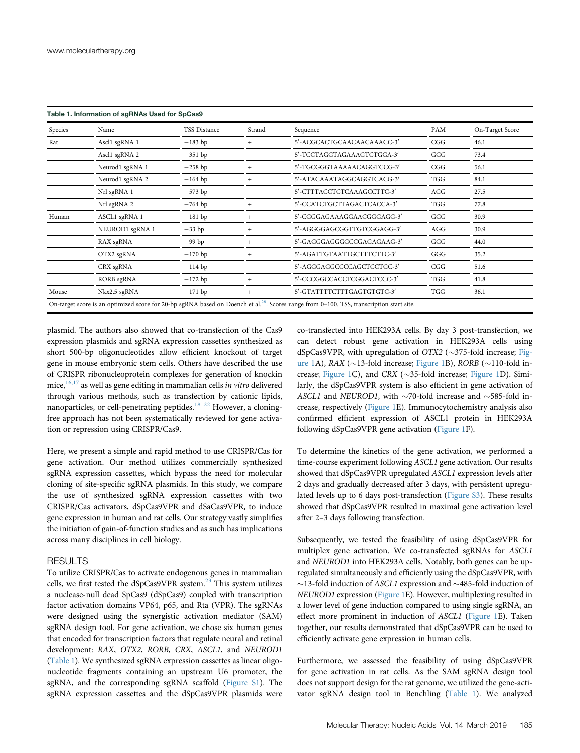**Table 1. Information of sgRNAs Used for SpCas9**

| Species | Name | TSS Distance | Strand | Sequence | PAM | On-Target Score |
|---|---|---|---|---|---|---|
| Rat | Ascl1 sgRNA 1 | −183 bp | + | 5′-ACGCACTGCAACAACAAACC-3′ | CGG | 46.1 |
| | Ascl1 sgRNA 2 | −351 bp | − | 5′-TCCTAGGTAGAAAGTCTGGA-3′ | GGG | 73.4 |
| | Neurod1 sgRNA 1 | −258 bp | + | 5′-TGCGGGTAAAAACAGGTCCG-3′ | CGG | 56.1 |
| | Neurod1 sgRNA 2 | −164 bp | + | 5′-ATACAAATAGGCAGGTCACG-3′ | TGG | 84.1 |
| | Nrl sgRNA 1 | −573 bp | − | 5′-CTTTACCTCTCAAAGCCTTC-3′ | AGG | 27.5 |
| | Nrl sgRNA 2 | −764 bp | + | 5′-CCATCTGCTTAGACTCACCA-3′ | TGG | 77.8 |
| Human | ASCL1 sgRNA 1 | −181 bp | + | 5′-CGGGAGAAAGGAACGGGAGG-3′ | GGG | 30.9 |
| | NEUROD1 sgRNA 1 | −33 bp | + | 5′-AGGGGAGCGGTTGTCGGAGG-3′ | AGG | 30.9 |
| | RAX sgRNA | −99 bp | + | 5′-GAGGGAGGGGCCGAGAGAAG-3′ | GGG | 44.0 |
| | OTX2 sgRNA | −170 bp | + | 5′-AGATTGTAATTGCTTTCTTC-3′ | GGG | 35.2 |
| | CRX sgRNA | −114 bp | − | 5′-AGGGAGGCCCCAGCTCCTGC-3′ | CGG | 51.6 |
| | RORB sgRNA | −172 bp | + | 5′-CCCGGCCACCTCGGACTCCC-3′ | TGG | 41.8 |
| Mouse | Nkx2.5 sgRNA | −171 bp | + | 5′-GTATTTTCTTTGAGTGTGTC-3′ | TGG | 36.1 |

On-target score is an optimized score for 20-bp sgRNA based on Doench et al.[28]. Scores range from 0–100. TSS, transcription start site.

plasmid. The authors also showed that co-transfection of the Cas9 expression plasmids and sgRNA expression cassettes synthesized as short 500-bp oligonucleotides allow efficient knockout of target gene in mouse embryonic stem cells. Others have described the use of CRISPR ribonucleoprotein complexes for generation of knockin mice,[16,17] as well as gene editing in mammalian cells *in vitro* delivered through various methods, such as transfection by cationic lipids, nanoparticles, or cell-penetrating peptides.[18–22] However, a cloning-free approach has not been systematically reviewed for gene activation or repression using CRISPR/Cas9.

Here, we present a simple and rapid method to use CRISPR/Cas for gene activation. Our method utilizes commercially synthesized sgRNA expression cassettes, which bypass the need for molecular cloning of site-specific sgRNA plasmids. In this study, we compare the use of synthesized sgRNA expression cassettes with two CRISPR/Cas activators, dSpCas9VPR and dSaCas9VPR, to induce gene expression in human and rat cells. Our strategy vastly simplifies the initiation of gain-of-function studies and as such has implications across many disciplines in cell biology.

## RESULTS

To utilize CRISPR/Cas to activate endogenous genes in mammalian cells, we first tested the dSpCas9VPR system.[23] This system utilizes a nuclease-null dead SpCas9 (dSpCas9) coupled with transcription factor activation domains VP64, p65, and Rta (VPR). The sgRNAs were designed using the synergistic activation mediator (SAM) sgRNA design tool. For gene activation, we chose six human genes that encoded for transcription factors that regulate neural and retinal development: *RAX*, *OTX2*, *RORB*, *CRX*, *ASCL1*, and *NEUROD1* (Table 1). We synthesized sgRNA expression cassettes as linear oligonucleotide fragments containing an upstream U6 promoter, the sgRNA, and the corresponding sgRNA scaffold (Figure S1). The sgRNA expression cassettes and the dSpCas9VPR plasmids were co-transfected into HEK293A cells. By day 3 post-transfection, we can detect robust gene activation in HEK293A cells using dSpCas9VPR, with upregulation of *OTX2* (∼375-fold increase; Figure 1A), *RAX* (∼13-fold increase; Figure 1B), *RORB* (∼110-fold increase; Figure 1C), and *CRX* (∼35-fold increase; Figure 1D). Similarly, the dSpCas9VPR system is also efficient in gene activation of *ASCL1* and *NEUROD1*, with ∼70-fold increase and ∼585-fold increase, respectively (Figure 1E). Immunocytochemistry analysis also confirmed efficient expression of ASCL1 protein in HEK293A following dSpCas9VPR gene activation (Figure 1F).

To determine the kinetics of the gene activation, we performed a time-course experiment following *ASCL1* gene activation. Our results showed that dSpCas9VPR upregulated *ASCL1* expression levels after 2 days and gradually decreased after 3 days, with persistent upregulated levels up to 6 days post-transfection (Figure S3). These results showed that dSpCas9VPR resulted in maximal gene activation level after 2–3 days following transfection.

Subsequently, we tested the feasibility of using dSpCas9VPR for multiplex gene activation. We co-transfected sgRNAs for *ASCL1* and *NEUROD1* into HEK293A cells. Notably, both genes can be upregulated simultaneously and efficiently using the dSpCas9VPR, with ∼13-fold induction of *ASCL1* expression and ∼485-fold induction of *NEUROD1* expression (Figure 1E). However, multiplexing resulted in a lower level of gene induction compared to using single sgRNA, an effect more prominent in induction of *ASCL1* (Figure 1E). Taken together, our results demonstrated that dSpCas9VPR can be used to efficiently activate gene expression in human cells.

Furthermore, we assessed the feasibility of using dSpCas9VPR for gene activation in rat cells. As the SAM sgRNA design tool does not support design for the rat genome, we utilized the gene-activator sgRNA design tool in Benchling (Table 1). We analyzed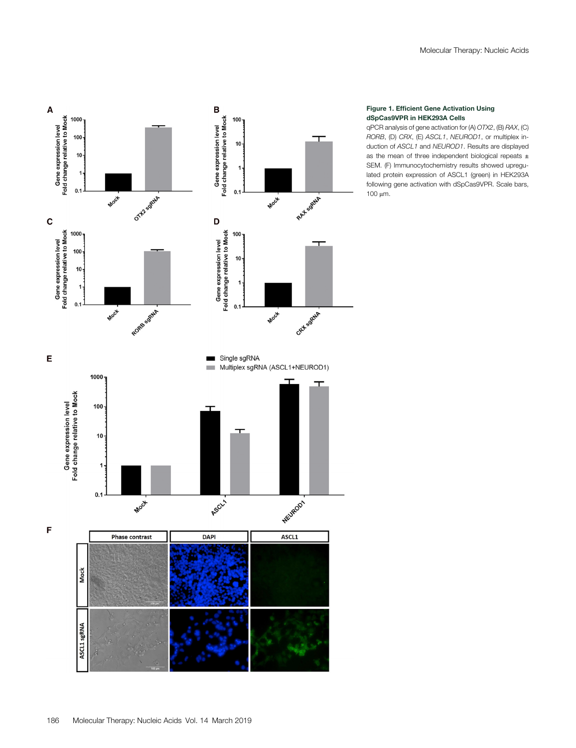**Figure 1. Efficient Gene Activation Using dSpCas9VPR in HEK293A Cells**

qPCR analysis of gene activation for (A) *OTX2*, (B) *RAX*, (C) *RORB*, (D) *CRX*, (E) *ASCL1*, *NEUROD1*, or multiplex induction of *ASCL1* and *NEUROD1*. Results are displayed as the mean of three independent biological repeats ± SEM. (F) Immunocytochemistry results showed upregulated protein expression of ASCL1 (green) in HEK293A following gene activation with dSpCas9VPR. Scale bars, 100 μm.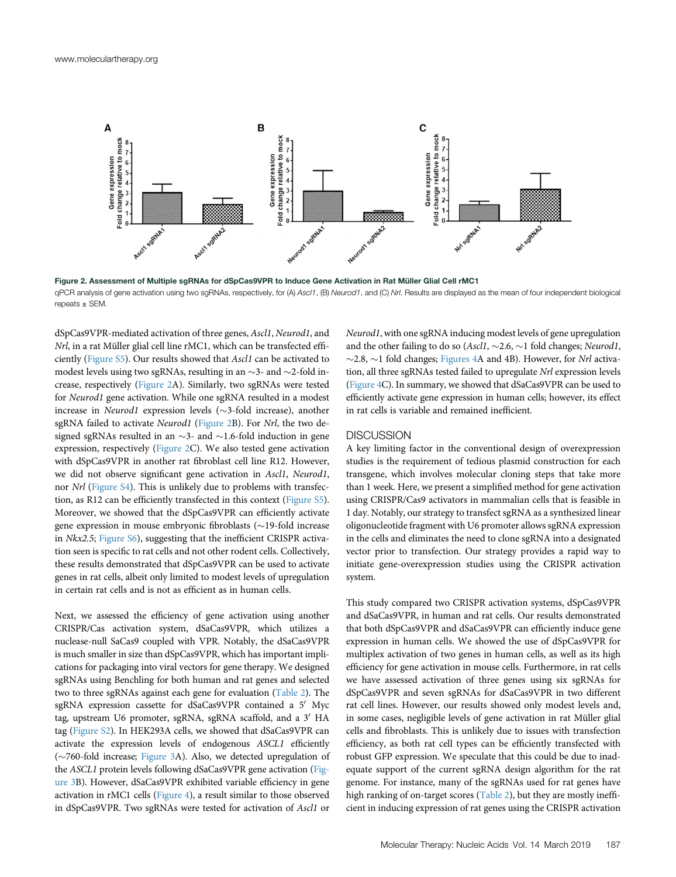Figure 2. Assessment of Multiple sgRNAs for dSpCas9VPR to Induce Gene Activation in Rat Müller Glial Cell rMC1

qPCR analysis of gene activation using two sgRNAs, respectively, for (A) *Ascl1*, (B) *Neurod1*, and (C) *Nrl*. Results are displayed as the mean of four independent biological repeats ± SEM.

dSpCas9VPR-mediated activation of three genes, *Ascl1*, *Neurod1*, and *Nrl*, in a rat Müller glial cell line rMC1, which can be transfected efficiently (Figure S5). Our results showed that *Ascl1* can be activated to modest levels using two sgRNAs, resulting in an ~3- and ~2-fold increase, respectively (Figure 2A). Similarly, two sgRNAs were tested for *Neurod1* gene activation. While one sgRNA resulted in a modest increase in *Neurod1* expression levels (~3-fold increase), another sgRNA failed to activate *Neurod1* (Figure 2B). For *Nrl*, the two designed sgRNAs resulted in an ~3- and ~1.6-fold induction in gene expression, respectively (Figure 2C). We also tested gene activation with dSpCas9VPR in another rat fibroblast cell line R12. However, we did not observe significant gene activation in *Ascl1*, *Neurod1*, nor *Nrl* (Figure S4). This is unlikely due to problems with transfection, as R12 can be efficiently transfected in this context (Figure S5). Moreover, we showed that the dSpCas9VPR can efficiently activate gene expression in mouse embryonic fibroblasts (~19-fold increase in *Nkx2.5*; Figure S6), suggesting that the inefficient CRISPR activation seen is specific to rat cells and not other rodent cells. Collectively, these results demonstrated that dSpCas9VPR can be used to activate genes in rat cells, albeit only limited to modest levels of upregulation in certain rat cells and is not as efficient as in human cells.

Next, we assessed the efficiency of gene activation using another CRISPR/Cas activation system, dSaCas9VPR, which utilizes a nuclease-null SaCas9 coupled with VPR. Notably, the dSaCas9VPR is much smaller in size than dSpCas9VPR, which has important implications for packaging into viral vectors for gene therapy. We designed sgRNAs using Benchling for both human and rat genes and selected two to three sgRNAs against each gene for evaluation (Table 2). The sgRNA expression cassette for dSaCas9VPR contained a 5′ Myc tag, upstream U6 promoter, sgRNA, sgRNA scaffold, and a 3′ HA tag (Figure S2). In HEK293A cells, we showed that dSaCas9VPR can activate the expression levels of endogenous *ASCL1* efficiently (~760-fold increase; Figure 3A). Also, we detected upregulation of the *ASCL1* protein levels following dSaCas9VPR gene activation (Figure 3B). However, dSaCas9VPR exhibited variable efficiency in gene activation in rMC1 cells (Figure 4), a result similar to those observed in dSpCas9VPR. Two sgRNAs were tested for activation of *Ascl1* or *Neurod1*, with one sgRNA inducing modest levels of gene upregulation and the other failing to do so (*Ascl1*, ~2.6, ~1 fold changes; *Neurod1*, ~2.8, ~1 fold changes; Figures 4A and 4B). However, for *Nrl* activation, all three sgRNAs tested failed to upregulate *Nrl* expression levels (Figure 4C). In summary, we showed that dSaCas9VPR can be used to efficiently activate gene expression in human cells; however, its effect in rat cells is variable and remained inefficient.

## DISCUSSION

A key limiting factor in the conventional design of overexpression studies is the requirement of tedious plasmid construction for each transgene, which involves molecular cloning steps that take more than 1 week. Here, we present a simplified method for gene activation using CRISPR/Cas9 activators in mammalian cells that is feasible in 1 day. Notably, our strategy to transfect sgRNA as a synthesized linear oligonucleotide fragment with U6 promoter allows sgRNA expression in the cells and eliminates the need to clone sgRNA into a designated vector prior to transfection. Our strategy provides a rapid way to initiate gene-overexpression studies using the CRISPR activation system.

This study compared two CRISPR activation systems, dSpCas9VPR and dSaCas9VPR, in human and rat cells. Our results demonstrated that both dSpCas9VPR and dSaCas9VPR can efficiently induce gene expression in human cells. We showed the use of dSpCas9VPR for multiplex activation of two genes in human cells, as well as its high efficiency for gene activation in mouse cells. Furthermore, in rat cells we have assessed activation of three genes using six sgRNAs for dSpCas9VPR and seven sgRNAs for dSaCas9VPR in two different rat cell lines. However, our results showed only modest levels and, in some cases, negligible levels of gene activation in rat Müller glial cells and fibroblasts. This is unlikely due to issues with transfection efficiency, as both rat cell types can be efficiently transfected with robust GFP expression. We speculate that this could be due to inadequate support of the current sgRNA design algorithm for the rat genome. For instance, many of the sgRNAs used for rat genes have high ranking of on-target scores (Table 2), but they are mostly inefficient in inducing expression of rat genes using the CRISPR activation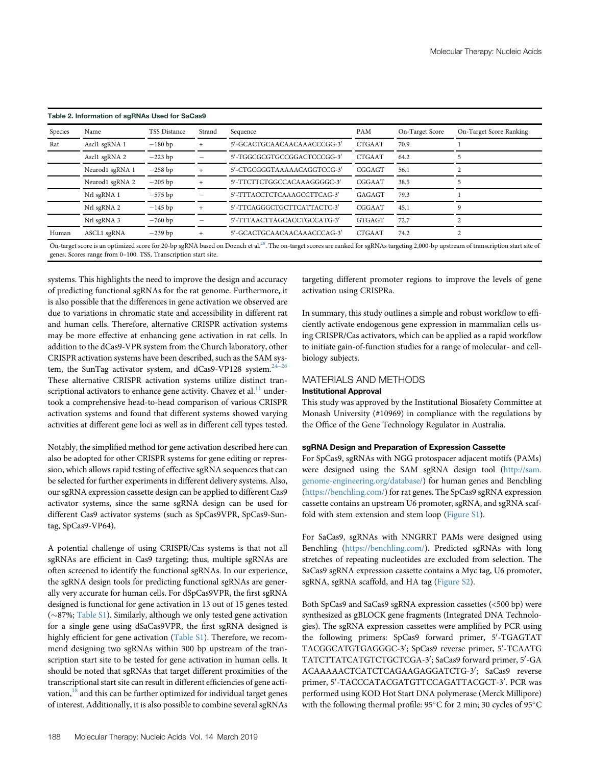Table 2. Information of sgRNAs Used for SaCas9

| Species | Name | TSS Distance | Strand | Sequence | PAM | On-Target Score | On-Target Score Ranking |
|---|---|---|---|---|---|---|---|
| Rat | Ascl1 sgRNA 1 | −180 bp | + | 5′-GCACTGCAACAACAAACCCGG-3′ | CTGAAT | 70.9 | 1 |
| | Ascl1 sgRNA 2 | −223 bp | − | 5′-TGGCGCGTGCCGGACTCCCGG-3′ | CTGAAT | 64.2 | 5 |
| | Neurod1 sgRNA 1 | −258 bp | + | 5′-CTGCGGGTAAAAACAGGTCCG-3′ | CGGAGT | 56.1 | 2 |
| | Neurod1 sgRNA 2 | −205 bp | + | 5′-TTCTTCTGGCCACAAAGGGGC-3′ | CGGAAT | 38.5 | 5 |
| | Nrl sgRNA 1 | −575 bp | − | 5′-TTTACCTCTCAAAGCCTTCAG-3′ | GAGAGT | 79.3 | 1 |
| | Nrl sgRNA 2 | −145 bp | + | 5′-TTCAGGGCTGCTTCATTACTC-3′ | CGGAAT | 45.1 | 9 |
| | Nrl sgRNA 3 | −760 bp | − | 5′-TTTAACTTAGCACCTGCCATG-3′ | GTGAGT | 72.7 | 2 |
| Human | ASCL1 sgRNA | −239 bp | + | 5′-GCACTGCAACAACAAACCCAG-3′ | CTGAAT | 74.2 | 2 |

On-target score is an optimized score for 20-bp sgRNA based on Doench et al.[28]. The on-target scores are ranked for sgRNAs targeting 2,000-bp upstream of transcription start site of genes. Scores range from 0–100. TSS, Transcription start site.

systems. This highlights the need to improve the design and accuracy of predicting functional sgRNAs for the rat genome. Furthermore, it is also possible that the differences in gene activation we observed are due to variations in chromatin state and accessibility in different rat and human cells. Therefore, alternative CRISPR activation systems may be more effective at enhancing gene activation in rat cells. In addition to the dCas9-VPR system from the Church laboratory, other CRISPR activation systems have been described, such as the SAM system, the SunTag activator system, and dCas9-VP128 system.[24–26] These alternative CRISPR activation systems utilize distinct transcriptional activators to enhance gene activity. Chavez et al.[11] undertook a comprehensive head-to-head comparison of various CRISPR activation systems and found that different systems showed varying activities at different gene loci as well as in different cell types tested.

Notably, the simplified method for gene activation described here can also be adopted for other CRISPR systems for gene editing or repression, which allows rapid testing of effective sgRNA sequences that can be selected for further experiments in different delivery systems. Also, our sgRNA expression cassette design can be applied to different Cas9 activator systems, since the same sgRNA design can be used for different Cas9 activator systems (such as SpCas9VPR, SpCas9-Suntag, SpCas9-VP64).

A potential challenge of using CRISPR/Cas systems is that not all sgRNAs are efficient in Cas9 targeting; thus, multiple sgRNAs are often screened to identify the functional sgRNAs. In our experience, the sgRNA design tools for predicting functional sgRNAs are generally very accurate for human cells. For dSpCas9VPR, the first sgRNA designed is functional for gene activation in 13 out of 15 genes tested (∼87%; Table S1). Similarly, although we only tested gene activation for a single gene using dSaCas9VPR, the first sgRNA designed is highly efficient for gene activation (Table S1). Therefore, we recommend designing two sgRNAs within 300 bp upstream of the transcription start site to be tested for gene activation in human cells. It should be noted that sgRNAs that target different proximities of the transcriptional start site can result in different efficiencies of gene activation,[18] and this can be further optimized for individual target genes of interest. Additionally, it is also possible to combine several sgRNAs targeting different promoter regions to improve the levels of gene activation using CRISPRa.

In summary, this study outlines a simple and robust workflow to efficiently activate endogenous gene expression in mammalian cells using CRISPR/Cas activators, which can be applied as a rapid workflow to initiate gain-of-function studies for a range of molecular- and cell-biology subjects.

## MATERIALS AND METHODS

### Institutional Approval

This study was approved by the Institutional Biosafety Committee at Monash University (#10969) in compliance with the regulations by the Office of the Gene Technology Regulator in Australia.

### sgRNA Design and Preparation of Expression Cassette

For SpCas9, sgRNAs with NGG protospacer adjacent motifs (PAMs) were designed using the SAM sgRNA design tool (http://sam.genome-engineering.org/database/) for human genes and Benchling (https://benchling.com/) for rat genes. The SpCas9 sgRNA expression cassette contains an upstream U6 promoter, sgRNA, and sgRNA scaffold with stem extension and stem loop (Figure S1).

For SaCas9, sgRNAs with NNGRRT PAMs were designed using Benchling (https://benchling.com/). Predicted sgRNAs with long stretches of repeating nucleotides are excluded from selection. The SaCas9 sgRNA expression cassette contains a Myc tag, U6 promoter, sgRNA, sgRNA scaffold, and HA tag (Figure S2).

Both SpCas9 and SaCas9 sgRNA expression cassettes (<500 bp) were synthesized as gBLOCK gene fragments (Integrated DNA Technologies). The sgRNA expression cassettes were amplified by PCR using the following primers: SpCas9 forward primer, 5′-TGAGTATTACGGCATGTGAGGGC-3′; SpCas9 reverse primer, 5′-TCAATGTATCTTATCATGTCTGCTCGA-3′; SaCas9 forward primer, 5′-GAACAAAAACTCATCTCAGAAGAGGATCTG-3′; SaCas9 reverse primer, 5′-TACCCATACGATGTTCCAGATTACGCT-3′. PCR was performed using KOD Hot Start DNA polymerase (Merck Millipore) with the following thermal profile: 95°C for 2 min; 30 cycles of 95°C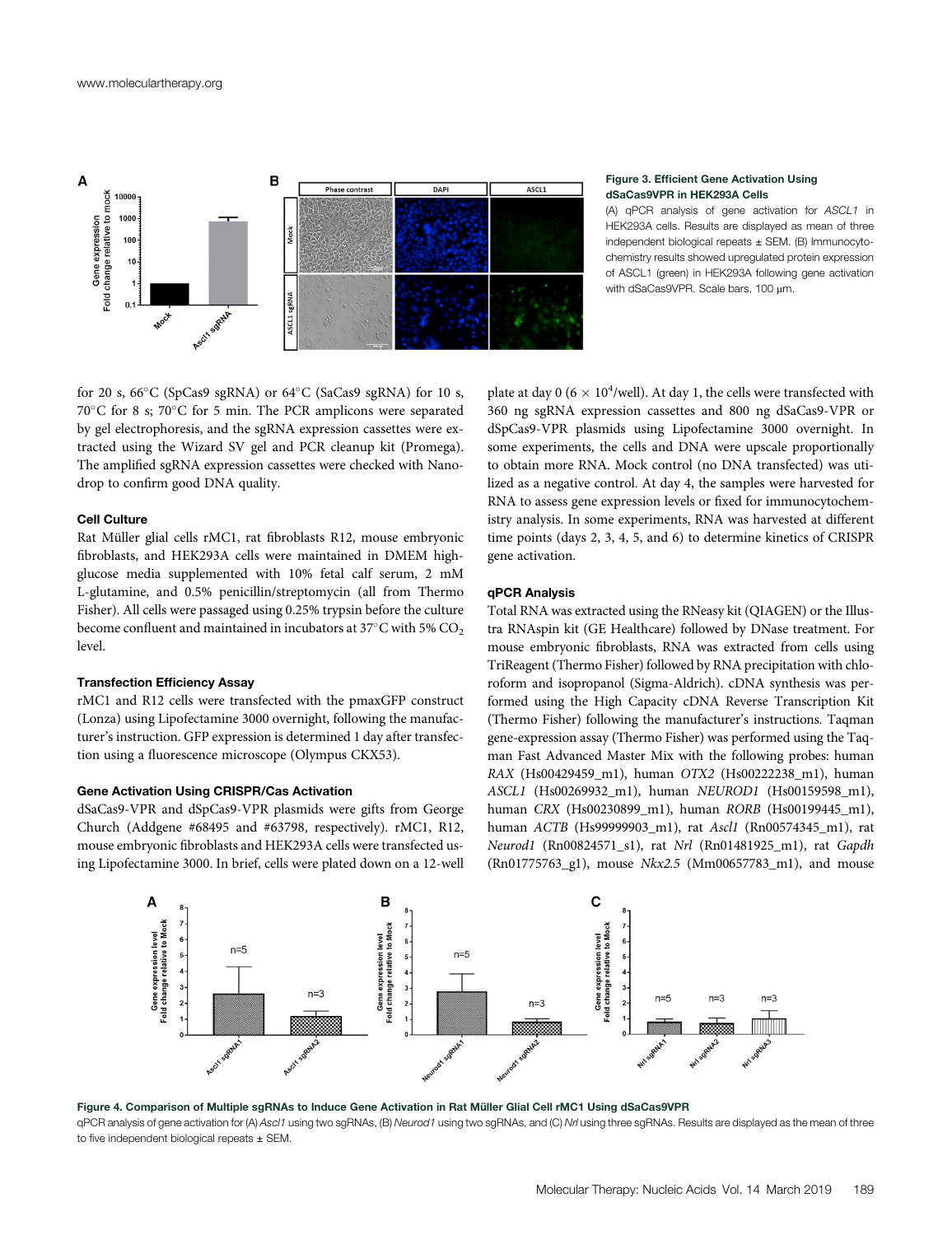**Figure 3. Efficient Gene Activation Using dSaCas9VPR in HEK293A Cells**

(A) qPCR analysis of gene activation for *ASCL1* in HEK293A cells. Results are displayed as mean of three independent biological repeats ± SEM. (B) Immunocytochemistry results showed upregulated protein expression of ASCL1 (green) in HEK293A following gene activation with dSaCas9VPR. Scale bars, 100 μm.

for 20 s, 66°C (SpCas9 sgRNA) or 64°C (SaCas9 sgRNA) for 10 s, 70°C for 8 s; 70°C for 5 min. The PCR amplicons were separated by gel electrophoresis, and the sgRNA expression cassettes were extracted using the Wizard SV gel and PCR cleanup kit (Promega). The amplified sgRNA expression cassettes were checked with Nanodrop to confirm good DNA quality.

### Cell Culture

Rat Müller glial cells rMC1, rat fibroblasts R12, mouse embryonic fibroblasts, and HEK293A cells were maintained in DMEM high-glucose media supplemented with 10% fetal calf serum, 2 mM L-glutamine, and 0.5% penicillin/streptomycin (all from Thermo Fisher). All cells were passaged using 0.25% trypsin before the culture become confluent and maintained in incubators at 37°C with 5% $CO_2$ level.

### Transfection Efficiency Assay

rMC1 and R12 cells were transfected with the pmaxGFP construct (Lonza) using Lipofectamine 3000 overnight, following the manufacturer's instruction. GFP expression is determined 1 day after transfection using a fluorescence microscope (Olympus CKX53).

### Gene Activation Using CRISPR/Cas Activation

dSaCas9-VPR and dSpCas9-VPR plasmids were gifts from George Church (Addgene #68495 and #63798, respectively). rMC1, R12, mouse embryonic fibroblasts and HEK293A cells were transfected using Lipofectamine 3000. In brief, cells were plated down on a 12-well plate at day 0 ($6 \times 10^4$/well). At day 1, the cells were transfected with 360 ng sgRNA expression cassettes and 800 ng dSaCas9-VPR or dSpCas9-VPR plasmids using Lipofectamine 3000 overnight. In some experiments, the cells and DNA were upscale proportionally to obtain more RNA. Mock control (no DNA transfected) was utilized as a negative control. At day 4, the samples were harvested for RNA to assess gene expression levels or fixed for immunocytochemistry analysis. In some experiments, RNA was harvested at different time points (days 2, 3, 4, 5, and 6) to determine kinetics of CRISPR gene activation.

### qPCR Analysis

Total RNA was extracted using the RNeasy kit (QIAGEN) or the Illustra RNAspin kit (GE Healthcare) followed by DNase treatment. For mouse embryonic fibroblasts, RNA was extracted from cells using TriReagent (Thermo Fisher) followed by RNA precipitation with chloroform and isopropanol (Sigma-Aldrich). cDNA synthesis was performed using the High Capacity cDNA Reverse Transcription Kit (Thermo Fisher) following the manufacturer's instructions. Taqman gene-expression assay (Thermo Fisher) was performed using the Taqman Fast Advanced Master Mix with the following probes: human *RAX* (Hs00429459_m1), human *OTX2* (Hs00222238_m1), human *ASCL1* (Hs00269932_m1), human *NEUROD1* (Hs00159598_m1), human *CRX* (Hs00230899_m1), human *RORB* (Hs00199445_m1), human *ACTB* (Hs99999903_m1), rat *Ascl1* (Rn00574345_m1), rat *Neurod1* (Rn00824571_s1), rat *Nrl* (Rn01481925_m1), rat *Gapdh* (Rn01775763_g1), mouse *Nkx2.5* (Mm00657783_m1), and mouse

**Figure 4. Comparison of Multiple sgRNAs to Induce Gene Activation in Rat Müller Glial Cell rMC1 Using dSaCas9VPR**

qPCR analysis of gene activation for (A) *Ascl1* using two sgRNAs, (B) *Neurod1* using two sgRNAs, and (C) *Nrl* using three sgRNAs. Results are displayed as the mean of three to five independent biological repeats ± SEM.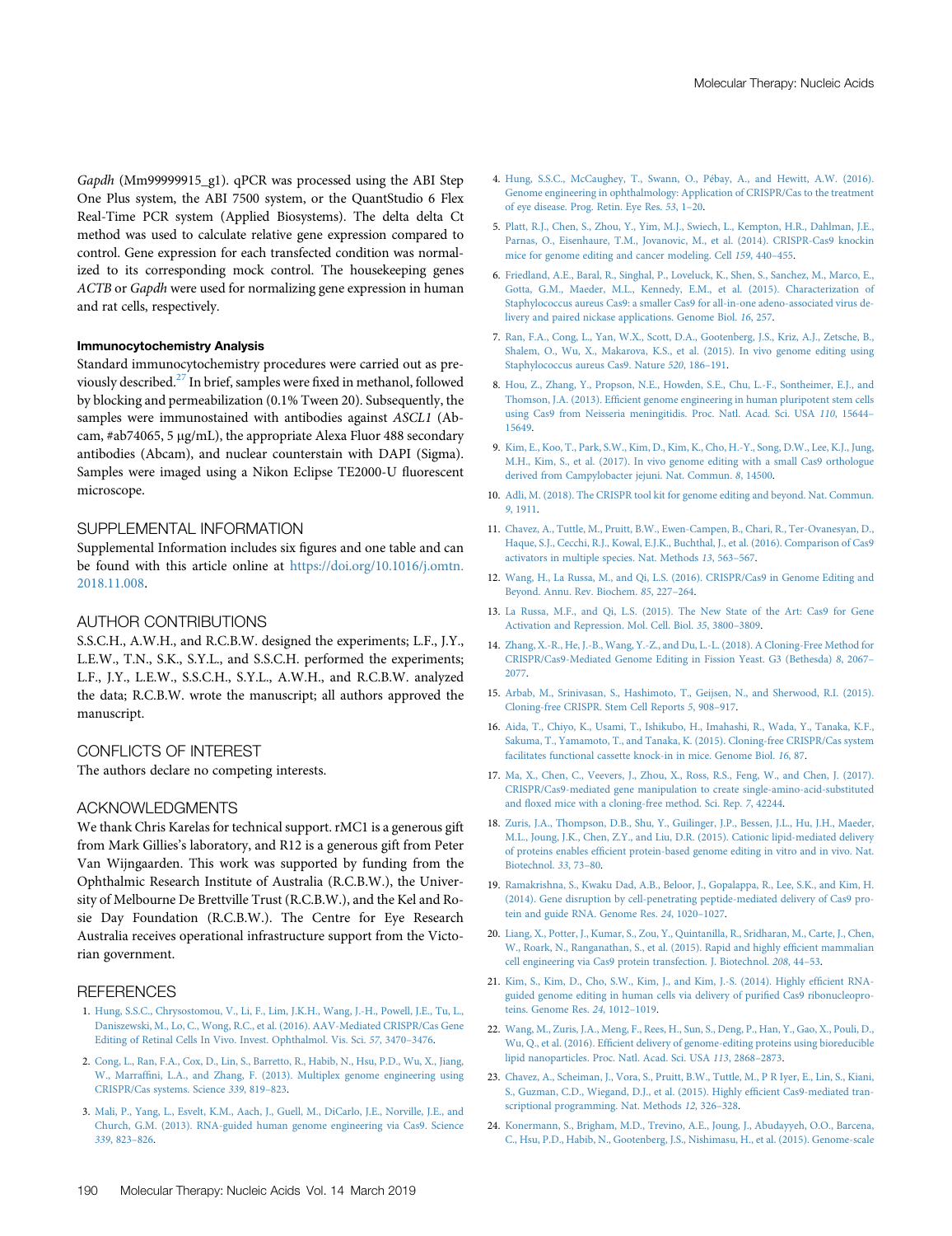*Gapdh* (Mm99999915_g1). qPCR was processed using the ABI Step One Plus system, the ABI 7500 system, or the QuantStudio 6 Flex Real-Time PCR system (Applied Biosystems). The delta delta Ct method was used to calculate relative gene expression compared to control. Gene expression for each transfected condition was normalized to its corresponding mock control. The housekeeping genes *ACTB* or *Gapdh* were used for normalizing gene expression in human and rat cells, respectively.

#### Immunocytochemistry Analysis

Standard immunocytochemistry procedures were carried out as previously described.[27] In brief, samples were fixed in methanol, followed by blocking and permeabilization (0.1% Tween 20). Subsequently, the samples were immunostained with antibodies against *ASCL1* (Abcam, #ab74065, 5 μg/mL), the appropriate Alexa Fluor 488 secondary antibodies (Abcam), and nuclear counterstain with DAPI (Sigma). Samples were imaged using a Nikon Eclipse TE2000-U fluorescent microscope.

## SUPPLEMENTAL INFORMATION

Supplemental Information includes six figures and one table and can be found with this article online at https://doi.org/10.1016/j.omtn.2018.11.008.

## AUTHOR CONTRIBUTIONS

S.S.C.H., A.W.H., and R.C.B.W. designed the experiments; L.F., J.Y., L.E.W., T.N., S.K., S.Y.L., and S.S.C.H. performed the experiments; L.F., J.Y., L.E.W., S.S.C.H., S.Y.L., A.W.H., and R.C.B.W. analyzed the data; R.C.B.W. wrote the manuscript; all authors approved the manuscript.

## CONFLICTS OF INTEREST

The authors declare no competing interests.

## ACKNOWLEDGMENTS

We thank Chris Karelas for technical support. rMC1 is a generous gift from Mark Gillies's laboratory, and R12 is a generous gift from Peter Van Wijngaarden. This work was supported by funding from the Ophthalmic Research Institute of Australia (R.C.B.W.), the University of Melbourne De Brettville Trust (R.C.B.W.), and the Kel and Rosie Day Foundation (R.C.B.W.). The Centre for Eye Research Australia receives operational infrastructure support from the Victorian government.

## REFERENCES

1. Hung, S.S.C., Chrysostomou, V., Li, F., Lim, J.K.H., Wang, J.-H., Powell, J.E., Tu, L., Daniszewski, M., Lo, C., Wong, R.C., et al. (2016). AAV-Mediated CRISPR/Cas Gene Editing of Retinal Cells In Vivo. Invest. Ophthalmol. Vis. Sci. *57*, 3470–3476.
2. Cong, L., Ran, F.A., Cox, D., Lin, S., Barretto, R., Habib, N., Hsu, P.D., Wu, X., Jiang, W., Marraffini, L.A., and Zhang, F. (2013). Multiplex genome engineering using CRISPR/Cas systems. Science *339*, 819–823.
3. Mali, P., Yang, L., Esvelt, K.M., Aach, J., Guell, M., DiCarlo, J.E., Norville, J.E., and Church, G.M. (2013). RNA-guided human genome engineering via Cas9. Science *339*, 823–826.
4. Hung, S.S.C., McCaughey, T., Swann, O., Pébay, A., and Hewitt, A.W. (2016). Genome engineering in ophthalmology: Application of CRISPR/Cas to the treatment of eye disease. Prog. Retin. Eye Res. *53*, 1–20.
5. Platt, R.J., Chen, S., Zhou, Y., Yim, M.J., Swiech, L., Kempton, H.R., Dahlman, J.E., Parnas, O., Eisenhaure, T.M., Jovanovic, M., et al. (2014). CRISPR-Cas9 knockin mice for genome editing and cancer modeling. Cell *159*, 440–455.
6. Friedland, A.E., Baral, R., Singhal, P., Loveluck, K., Shen, S., Sanchez, M., Marco, E., Gotta, G.M., Maeder, M.L., Kennedy, E.M., et al. (2015). Characterization of Staphylococcus aureus Cas9: a smaller Cas9 for all-in-one adeno-associated virus delivery and paired nickase applications. Genome Biol. *16*, 257.
7. Ran, F.A., Cong, L., Yan, W.X., Scott, D.A., Gootenberg, J.S., Kriz, A.J., Zetsche, B., Shalem, O., Wu, X., Makarova, K.S., et al. (2015). In vivo genome editing using Staphylococcus aureus Cas9. Nature *520*, 186–191.
8. Hou, Z., Zhang, Y., Propson, N.E., Howden, S.E., Chu, L.-F., Sontheimer, E.J., and Thomson, J.A. (2013). Efficient genome engineering in human pluripotent stem cells using Cas9 from Neisseria meningitidis. Proc. Natl. Acad. Sci. USA *110*, 15644–15649.
9. Kim, E., Koo, T., Park, S.W., Kim, D., Kim, K., Cho, H.-Y., Song, D.W., Lee, K.J., Jung, M.H., Kim, S., et al. (2017). In vivo genome editing with a small Cas9 orthologue derived from Campylobacter jejuni. Nat. Commun. *8*, 14500.
10. Adli, M. (2018). The CRISPR tool kit for genome editing and beyond. Nat. Commun. *9*, 1911.
11. Chavez, A., Tuttle, M., Pruitt, B.W., Ewen-Campen, B., Chari, R., Ter-Ovanesyan, D., Haque, S.J., Cecchi, R.J., Kowal, E.J.K., Buchthal, J., et al. (2016). Comparison of Cas9 activators in multiple species. Nat. Methods *13*, 563–567.
12. Wang, H., La Russa, M., and Qi, L.S. (2016). CRISPR/Cas9 in Genome Editing and Beyond. Annu. Rev. Biochem. *85*, 227–264.
13. La Russa, M.F., and Qi, L.S. (2015). The New State of the Art: Cas9 for Gene Activation and Repression. Mol. Cell. Biol. *35*, 3800–3809.
14. Zhang, X.-R., He, J.-B., Wang, Y.-Z., and Du, L.-L. (2018). A Cloning-Free Method for CRISPR/Cas9-Mediated Genome Editing in Fission Yeast. G3 (Bethesda) *8*, 2067–2077.
15. Arbab, M., Srinivasan, S., Hashimoto, T., Geijsen, N., and Sherwood, R.I. (2015). Cloning-free CRISPR. Stem Cell Reports *5*, 908–917.
16. Aida, T., Chiyo, K., Usami, T., Ishikubo, H., Imahashi, R., Wada, Y., Tanaka, K.F., Sakuma, T., Yamamoto, T., and Tanaka, K. (2015). Cloning-free CRISPR/Cas system facilitates functional cassette knock-in in mice. Genome Biol. *16*, 87.
17. Ma, X., Chen, C., Veevers, J., Zhou, X., Ross, R.S., Feng, W., and Chen, J. (2017). CRISPR/Cas9-mediated gene manipulation to create single-amino-acid-substituted and floxed mice with a cloning-free method. Sci. Rep. *7*, 42244.
18. Zuris, J.A., Thompson, D.B., Shu, Y., Guilinger, J.P., Bessen, J.L., Hu, J.H., Maeder, M.L., Joung, J.K., Chen, Z.Y., and Liu, D.R. (2015). Cationic lipid-mediated delivery of proteins enables efficient protein-based genome editing in vitro and in vivo. Nat. Biotechnol. *33*, 73–80.
19. Ramakrishna, S., Kwaku Dad, A.B., Beloor, J., Gopalappa, R., Lee, S.K., and Kim, H. (2014). Gene disruption by cell-penetrating peptide-mediated delivery of Cas9 protein and guide RNA. Genome Res. *24*, 1020–1027.
20. Liang, X., Potter, J., Kumar, S., Zou, Y., Quintanilla, R., Sridharan, M., Carte, J., Chen, W., Roark, N., Ranganathan, S., et al. (2015). Rapid and highly efficient mammalian cell engineering via Cas9 protein transfection. J. Biotechnol. *208*, 44–53.
21. Kim, S., Kim, D., Cho, S.W., Kim, J., and Kim, J.-S. (2014). Highly efficient RNA-guided genome editing in human cells via delivery of purified Cas9 ribonucleoproteins. Genome Res. *24*, 1012–1019.
22. Wang, M., Zuris, J.A., Meng, F., Rees, H., Sun, S., Deng, P., Han, Y., Gao, X., Pouli, D., Wu, Q., et al. (2016). Efficient delivery of genome-editing proteins using bioreducible lipid nanoparticles. Proc. Natl. Acad. Sci. USA *113*, 2868–2873.
23. Chavez, A., Scheiman, J., Vora, S., Pruitt, B.W., Tuttle, M., P R Iyer, E., Lin, S., Kiani, S., Guzman, C.D., Wiegand, D.J., et al. (2015). Highly efficient Cas9-mediated transcriptional programming. Nat. Methods *12*, 326–328.
24. Konermann, S., Brigham, M.D., Trevino, A.E., Joung, J., Abudayyeh, O.O., Barcena, C., Hsu, P.D., Habib, N., Gootenberg, J.S., Nishimasu, H., et al. (2015). Genome-scale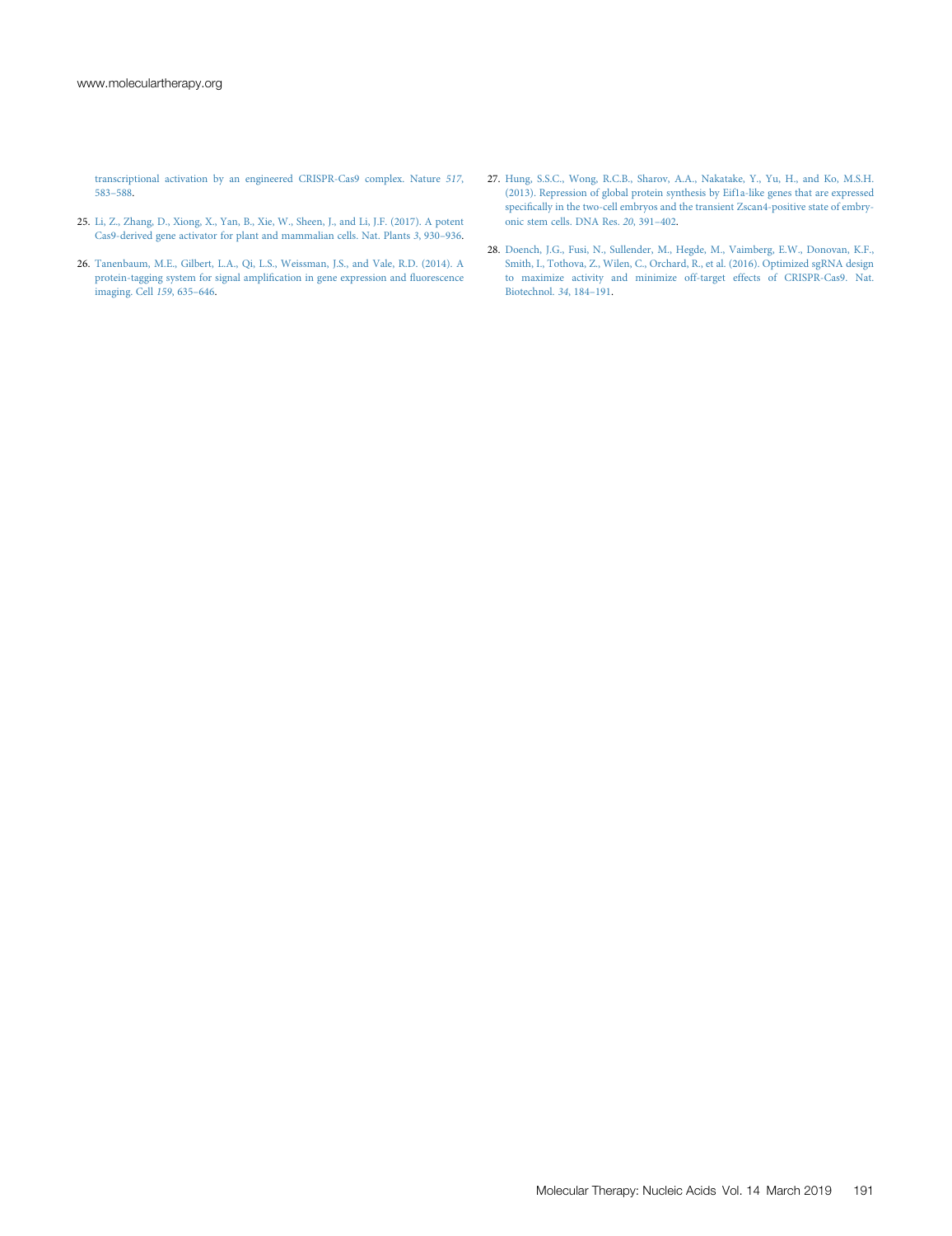transcriptional activation by an engineered CRISPR-Cas9 complex. Nature *517*, 583–588.

25. Li, Z., Zhang, D., Xiong, X., Yan, B., Xie, W., Sheen, J., and Li, J.F. (2017). A potent Cas9-derived gene activator for plant and mammalian cells. Nat. Plants *3*, 930–936.

26. Tanenbaum, M.E., Gilbert, L.A., Qi, L.S., Weissman, J.S., and Vale, R.D. (2014). A protein-tagging system for signal amplification in gene expression and fluorescence imaging. Cell *159*, 635–646.

27. Hung, S.S.C., Wong, R.C.B., Sharov, A.A., Nakatake, Y., Yu, H., and Ko, M.S.H. (2013). Repression of global protein synthesis by Eif1a-like genes that are expressed specifically in the two-cell embryos and the transient Zscan4-positive state of embryonic stem cells. DNA Res. *20*, 391–402.

28. Doench, J.G., Fusi, N., Sullender, M., Hegde, M., Vaimberg, E.W., Donovan, K.F., Smith, I., Tothova, Z., Wilen, C., Orchard, R., et al. (2016). Optimized sgRNA design to maximize activity and minimize off-target effects of CRISPR-Cas9. Nat. Biotechnol. *34*, 184–191.